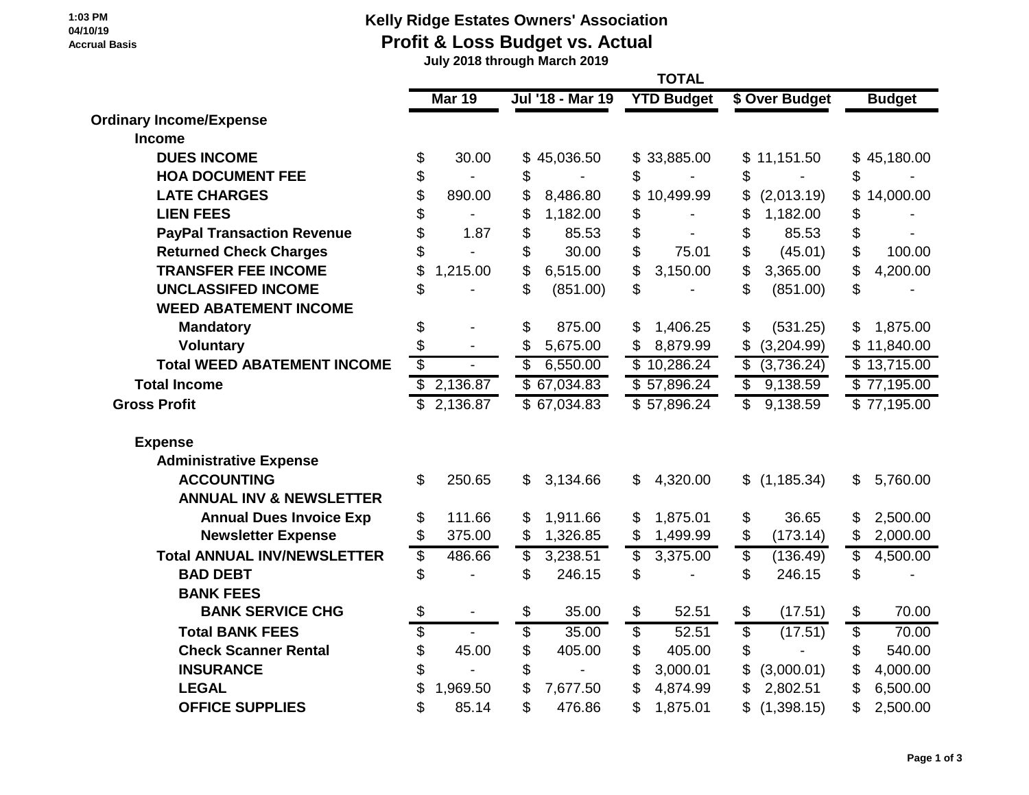1:03 PM
04/10/19
Accrual Basis

# Kelly Ridge Estates Owners' Association

## Profit & Loss Budget vs. Actual

**July 2018 through March 2019**

| | TOTAL | | | | |
|---|---|---|---|---|---|
| | **Mar 19** | **Jul '18 - Mar 19** | **YTD Budget** | **$ Over Budget** | **Budget** |
| **Ordinary Income/Expense** | | | | | |
| **Income** | | | | | |
| **DUES INCOME** | $ 30.00 | $ 45,036.50 | $ 33,885.00 | $ 11,151.50 | $ 45,180.00 |
| **HOA DOCUMENT FEE** | $ - | $ - | $ - | $ - | $ - |
| **LATE CHARGES** | $ 890.00 | $ 8,486.80 | $ 10,499.99 | $ (2,013.19) | $ 14,000.00 |
| **LIEN FEES** | $ - | $ 1,182.00 | $ - | $ 1,182.00 | $ - |
| **PayPal Transaction Revenue** | $ 1.87 | $ 85.53 | $ - | $ 85.53 | $ - |
| **Returned Check Charges** | $ - | $ 30.00 | $ 75.01 | $ (45.01) | $ 100.00 |
| **TRANSFER FEE INCOME** | $ 1,215.00 | $ 6,515.00 | $ 3,150.00 | $ 3,365.00 | $ 4,200.00 |
| **UNCLASSIFED INCOME** | $ - | $ (851.00) | $ - | $ (851.00) | $ - |
| **WEED ABATEMENT INCOME** | | | | | |
| **Mandatory** | $ - | $ 875.00 | $ 1,406.25 | $ (531.25) | $ 1,875.00 |
| **Voluntary** | $ - | $ 5,675.00 | $ 8,879.99 | $ (3,204.99) | $ 11,840.00 |
| **Total WEED ABATEMENT INCOME** | $ - | $ 6,550.00 | $ 10,286.24 | $ (3,736.24) | $ 13,715.00 |
| **Total Income** | $ 2,136.87 | $ 67,034.83 | $ 57,896.24 | $ 9,138.59 | $ 77,195.00 |
| **Gross Profit** | $ 2,136.87 | $ 67,034.83 | $ 57,896.24 | $ 9,138.59 | $ 77,195.00 |
| | | | | | |
| **Expense** | | | | | |
| **Administrative Expense** | | | | | |
| **ACCOUNTING** | $ 250.65 | $ 3,134.66 | $ 4,320.00 | $ (1,185.34) | $ 5,760.00 |
| **ANNUAL INV & NEWSLETTER** | | | | | |
| **Annual Dues Invoice Exp** | $ 111.66 | $ 1,911.66 | $ 1,875.01 | $ 36.65 | $ 2,500.00 |
| **Newsletter Expense** | $ 375.00 | $ 1,326.85 | $ 1,499.99 | $ (173.14) | $ 2,000.00 |
| **Total ANNUAL INV/NEWSLETTER** | $ 486.66 | $ 3,238.51 | $ 3,375.00 | $ (136.49) | $ 4,500.00 |
| **BAD DEBT** | $ - | $ 246.15 | $ - | $ 246.15 | $ - |
| **BANK FEES** | | | | | |
| **BANK SERVICE CHG** | $ - | $ 35.00 | $ 52.51 | $ (17.51) | $ 70.00 |
| **Total BANK FEES** | $ - | $ 35.00 | $ 52.51 | $ (17.51) | $ 70.00 |
| **Check Scanner Rental** | $ 45.00 | $ 405.00 | $ 405.00 | $ - | $ 540.00 |
| **INSURANCE** | $ - | $ - | $ 3,000.01 | $ (3,000.01) | $ 4,000.00 |
| **LEGAL** | $ 1,969.50 | $ 7,677.50 | $ 4,874.99 | $ 2,802.51 | $ 6,500.00 |
| **OFFICE SUPPLIES** | $ 85.14 | $ 476.86 | $ 1,875.01 | $ (1,398.15) | $ 2,500.00 |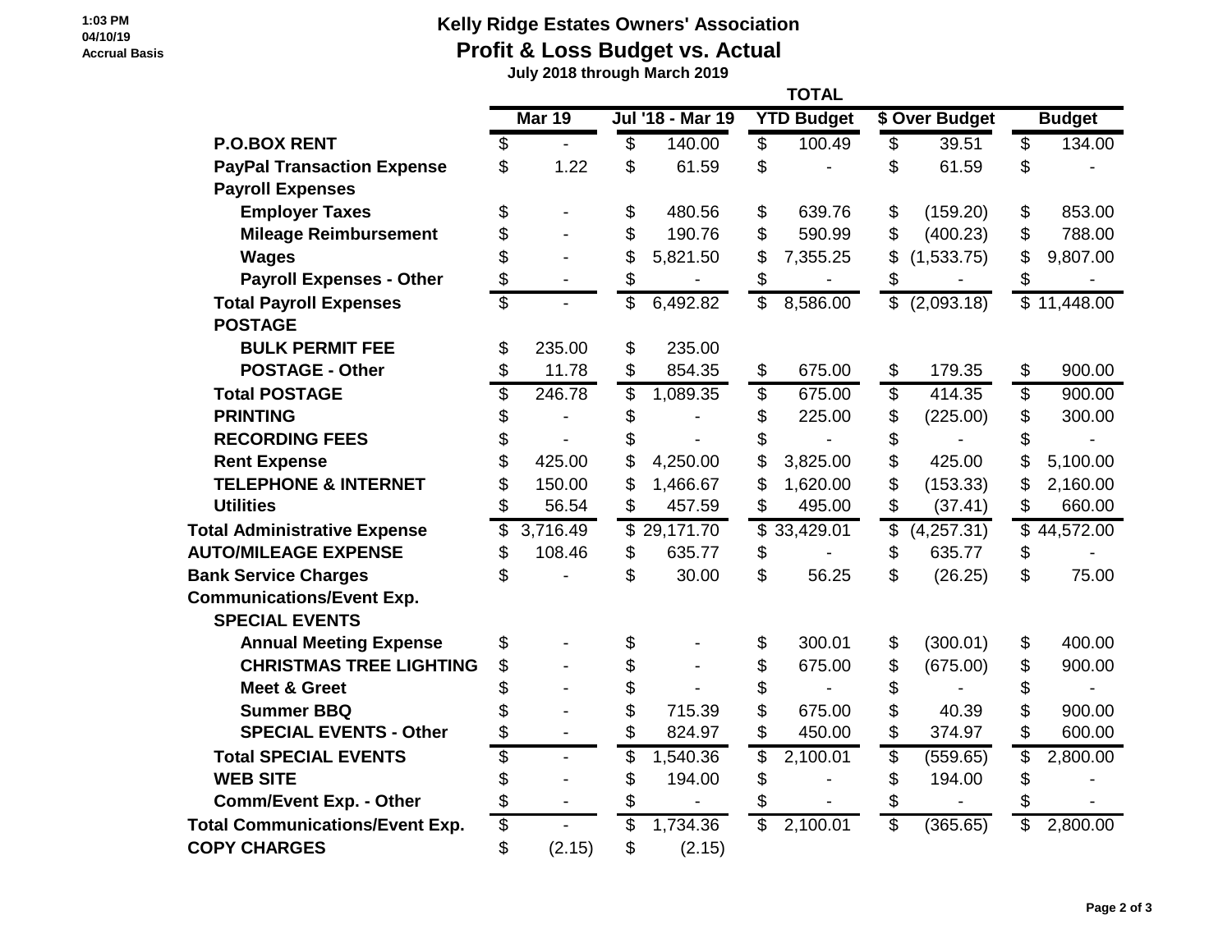**Kelly Ridge Estates Owners' Association**

**Profit & Loss Budget vs. Actual**

**July 2018 through March 2019**

| | TOTAL | | | | |
|---|---|---|---|---|---|
| | **Mar 19** | **Jul '18 - Mar 19** | **YTD Budget** | **$ Over Budget** | **Budget** |
| **P.O.BOX RENT** | $ - | $ 140.00 | $ 100.49 | $ 39.51 | $ 134.00 |
| **PayPal Transaction Expense** | $ 1.22 | $ 61.59 | $ - | $ 61.59 | $ - |
| **Payroll Expenses** | | | | | |
| **Employer Taxes** | $ - | $ 480.56 | $ 639.76 | $ (159.20) | $ 853.00 |
| **Mileage Reimbursement** | $ - | $ 190.76 | $ 590.99 | $ (400.23) | $ 788.00 |
| **Wages** | $ - | $ 5,821.50 | $ 7,355.25 | $ (1,533.75) | $ 9,807.00 |
| **Payroll Expenses - Other** | $ - | $ - | $ - | $ - | $ - |
| **Total Payroll Expenses** | $ - | $ 6,492.82 | $ 8,586.00 | $ (2,093.18) | $ 11,448.00 |
| **POSTAGE** | | | | | |
| **BULK PERMIT FEE** | $ 235.00 | $ 235.00 | | | |
| **POSTAGE - Other** | $ 11.78 | $ 854.35 | $ 675.00 | $ 179.35 | $ 900.00 |
| **Total POSTAGE** | $ 246.78 | $ 1,089.35 | $ 675.00 | $ 414.35 | $ 900.00 |
| **PRINTING** | $ - | $ - | $ 225.00 | $ (225.00) | $ 300.00 |
| **RECORDING FEES** | $ - | $ - | $ - | $ - | $ - |
| **Rent Expense** | $ 425.00 | $ 4,250.00 | $ 3,825.00 | $ 425.00 | $ 5,100.00 |
| **TELEPHONE & INTERNET** | $ 150.00 | $ 1,466.67 | $ 1,620.00 | $ (153.33) | $ 2,160.00 |
| **Utilities** | $ 56.54 | $ 457.59 | $ 495.00 | $ (37.41) | $ 660.00 |
| **Total Administrative Expense** | $ 3,716.49 | $ 29,171.70 | $ 33,429.01 | $ (4,257.31) | $ 44,572.00 |
| **AUTO/MILEAGE EXPENSE** | $ 108.46 | $ 635.77 | $ - | $ 635.77 | $ - |
| **Bank Service Charges** | $ - | $ 30.00 | $ 56.25 | $ (26.25) | $ 75.00 |
| **Communications/Event Exp.** | | | | | |
| **SPECIAL EVENTS** | | | | | |
| **Annual Meeting Expense** | $ - | $ - | $ 300.01 | $ (300.01) | $ 400.00 |
| **CHRISTMAS TREE LIGHTING** | $ - | $ - | $ 675.00 | $ (675.00) | $ 900.00 |
| **Meet & Greet** | $ - | $ - | $ - | $ - | $ - |
| **Summer BBQ** | $ - | $ 715.39 | $ 675.00 | $ 40.39 | $ 900.00 |
| **SPECIAL EVENTS - Other** | $ - | $ 824.97 | $ 450.00 | $ 374.97 | $ 600.00 |
| **Total SPECIAL EVENTS** | $ - | $ 1,540.36 | $ 2,100.01 | $ (559.65) | $ 2,800.00 |
| **WEB SITE** | $ - | $ 194.00 | $ - | $ 194.00 | $ - |
| **Comm/Event Exp. - Other** | $ - | $ - | $ - | $ - | $ - |
| **Total Communications/Event Exp.** | $ - | $ 1,734.36 | $ 2,100.01 | $ (365.65) | $ 2,800.00 |
| **COPY CHARGES** | $ (2.15) | $ (2.15) | | | |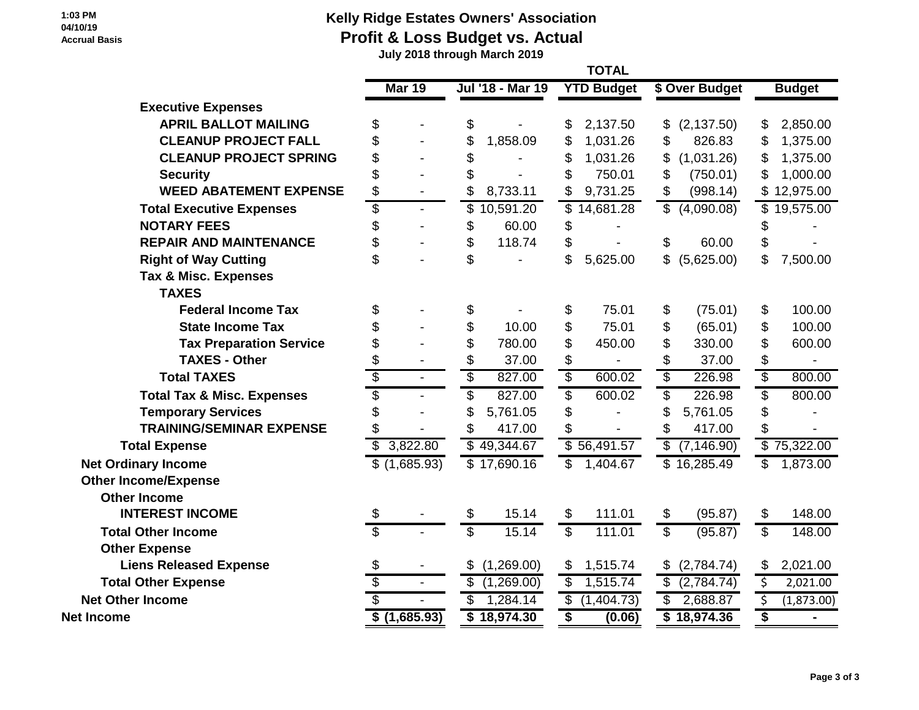1:03 PM
04/10/19
Accrual Basis

# Kelly Ridge Estates Owners' Association

## Profit & Loss Budget vs. Actual

**July 2018 through March 2019**

| | Mar 19 | Jul '18 - Mar 19 | YTD Budget | $ Over Budget | Budget |
|---|---|---|---|---|---|
| | | | TOTAL | | |
| **Executive Expenses** | | | | | |
| **APRIL BALLOT MAILING** | $ - | $ - | $ 2,137.50 | $ (2,137.50) | $ 2,850.00 |
| **CLEANUP PROJECT FALL** | $ - | $ 1,858.09 | $ 1,031.26 | $ 826.83 | $ 1,375.00 |
| **CLEANUP PROJECT SPRING** | $ - | $ - | $ 1,031.26 | $ (1,031.26) | $ 1,375.00 |
| **Security** | $ - | $ - | $ 750.01 | $ (750.01) | $ 1,000.00 |
| **WEED ABATEMENT EXPENSE** | $ - | $ 8,733.11 | $ 9,731.25 | $ (998.14) | $ 12,975.00 |
| **Total Executive Expenses** | $ - | $ 10,591.20 | $ 14,681.28 | $ (4,090.08) | $ 19,575.00 |
| **NOTARY FEES** | $ - | $ 60.00 | $ - | | $ - |
| **REPAIR AND MAINTENANCE** | $ - | $ 118.74 | $ - | $ 60.00 | $ - |
| **Right of Way Cutting** | $ - | $ - | $ 5,625.00 | $ (5,625.00) | $ 7,500.00 |
| **Tax & Misc. Expenses** | | | | | |
| **TAXES** | | | | | |
| **Federal Income Tax** | $ - | $ - | $ 75.01 | $ (75.01) | $ 100.00 |
| **State Income Tax** | $ - | $ 10.00 | $ 75.01 | $ (65.01) | $ 100.00 |
| **Tax Preparation Service** | $ - | $ 780.00 | $ 450.00 | $ 330.00 | $ 600.00 |
| **TAXES - Other** | $ - | $ 37.00 | $ - | $ 37.00 | $ - |
| **Total TAXES** | $ - | $ 827.00 | $ 600.02 | $ 226.98 | $ 800.00 |
| **Total Tax & Misc. Expenses** | $ - | $ 827.00 | $ 600.02 | $ 226.98 | $ 800.00 |
| **Temporary Services** | $ - | $ 5,761.05 | $ - | $ 5,761.05 | $ - |
| **TRAINING/SEMINAR EXPENSE** | $ - | $ 417.00 | $ - | $ 417.00 | $ - |
| **Total Expense** | $ 3,822.80 | $ 49,344.67 | $ 56,491.57 | $ (7,146.90) | $ 75,322.00 |
| **Net Ordinary Income** | $ (1,685.93) | $ 17,690.16 | $ 1,404.67 | $ 16,285.49 | $ 1,873.00 |
| **Other Income/Expense** | | | | | |
| **Other Income** | | | | | |
| **INTEREST INCOME** | $ - | $ 15.14 | $ 111.01 | $ (95.87) | $ 148.00 |
| **Total Other Income** | $ - | $ 15.14 | $ 111.01 | $ (95.87) | $ 148.00 |
| **Other Expense** | | | | | |
| **Liens Released Expense** | $ - | $ (1,269.00) | $ 1,515.74 | $ (2,784.74) | $ 2,021.00 |
| **Total Other Expense** | $ - | $ (1,269.00) | $ 1,515.74 | $ (2,784.74) | $ 2,021.00 |
| **Net Other Income** | $ - | $ 1,284.14 | $ (1,404.73) | $ 2,688.87 | $ (1,873.00) |
| **Net Income** | **$ (1,685.93)** | **$ 18,974.30** | **$ (0.06)** | **$ 18,974.36** | **$ -** |